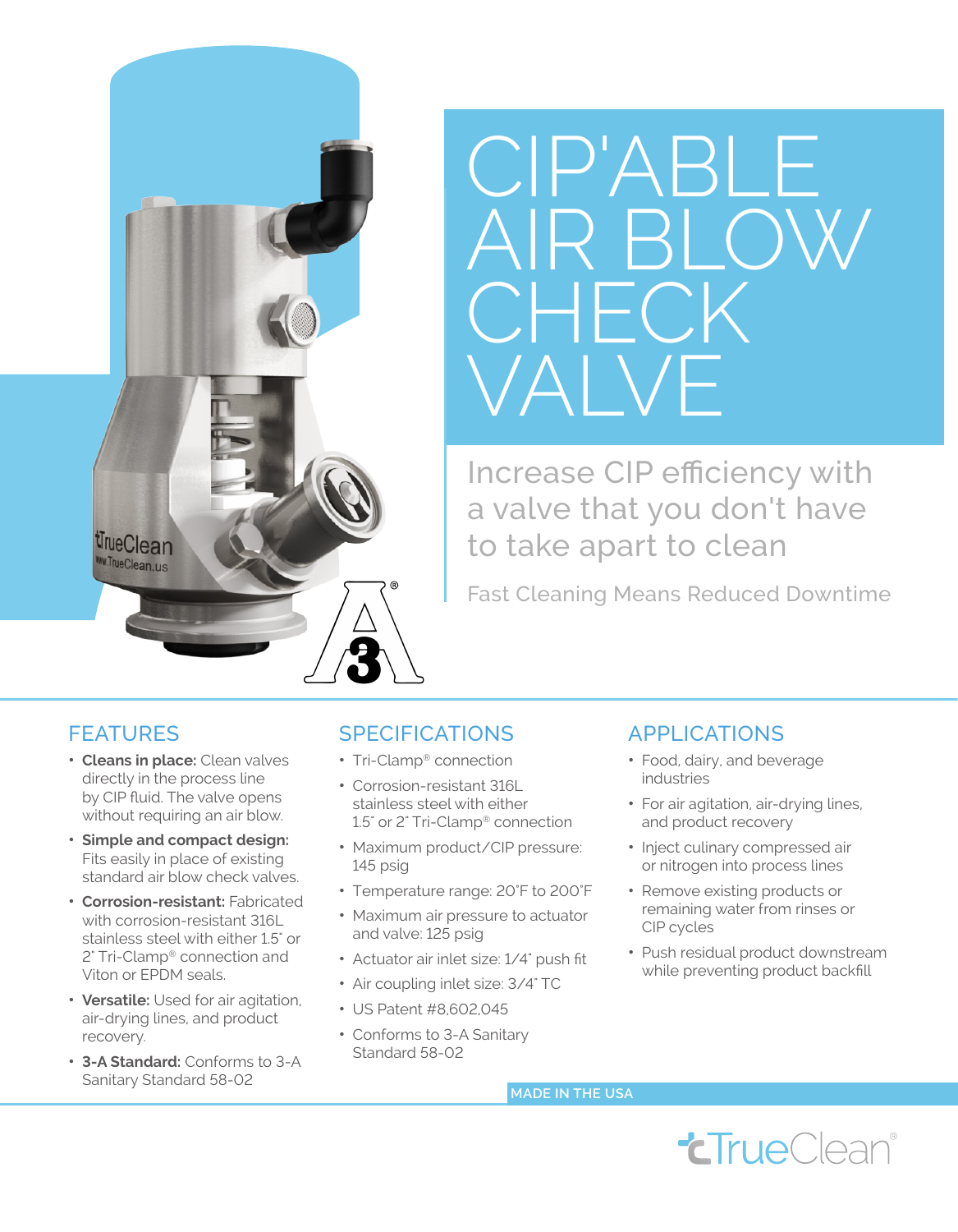# CIP'ABLE AIR BLOW CHECK VALVE

## Increase CIP efficiency with a valve that you don't have to take apart to clean

Fast Cleaning Means Reduced Downtime

## FEATURES

- **Cleans in place:** Clean valves directly in the process line by CIP fluid. The valve opens without requiring an air blow.
- **Simple and compact design:** Fits easily in place of existing standard air blow check valves.
- **Corrosion-resistant:** Fabricated with corrosion-resistant 316L stainless steel with either 1.5" or 2" Tri-Clamp® connection and Viton or EPDM seals.
- **Versatile:** Used for air agitation, air-drying lines, and product recovery.
- **3-A Standard:** Conforms to 3-A Sanitary Standard 58-02

## SPECIFICATIONS

- Tri-Clamp® connection
- Corrosion-resistant 316L stainless steel with either 1.5" or 2" Tri-Clamp® connection
- Maximum product/CIP pressure: 145 psig
- Temperature range: 20˚F to 200˚F
- Maximum air pressure to actuator and valve: 125 psig
- Actuator air inlet size: 1/4" push fit
- Air coupling inlet size: 3/4" TC
- US Patent #8,602,045
- Conforms to 3-A Sanitary Standard 58-02

## APPLICATIONS

- Food, dairy, and beverage industries
- For air agitation, air-drying lines, and product recovery
- Inject culinary compressed air or nitrogen into process lines
- Remove existing products or remaining water from rinses or CIP cycles
- Push residual product downstream while preventing product backfill

MADE IN THE USA

TrueClean®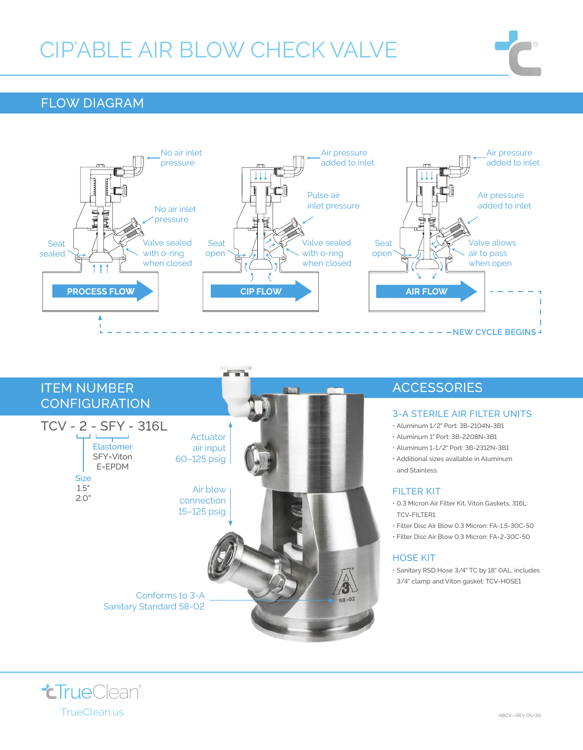# CIP'ABLE AIR BLOW CHECK VALVE

## FLOW DIAGRAM

No air inlet pressure

No air inlet pressure

Seat sealed

Valve sealed with o-ring when closed

PROCESS FLOW

Air pressure added to inlet

Pulse air inlet pressure

Seat open

Valve sealed with o-ring when closed

CIP FLOW

Air pressure added to inlet

Air pressure added to inlet

Seat open

Valve allows air to pass when open

AIR FLOW

NEW CYCLE BEGINS

## ITEM NUMBER CONFIGURATION

TCV - 2 - SFY - 316L

Elastomer
SFY=Viton
E=EPDM

Size
1.5"
2.0"

Actuator air input 60–125 psig

Air blow connection 15–125 psig

Conforms to 3-A Sanitary Standard 58-02

## ACCESSORIES

### 3-A STERILE AIR FILTER UNITS

- Aluminum 1/2" Port: 3B-2104N-3B1
- Aluminum 1" Port: 3B-2208N-3B1
- Aluminum 1-1/2" Port: 3B-2312N-3B1
- Additional sizes available in Aluminum and Stainless

### FILTER KIT

- 0.3 Micron Air Filter Kit, Viton Gaskets, 316L: TCV-FILTER1
- Filter Disc Air Blow 0.3 Micron: FA-1.5-30C-50
- Filter Disc Air Blow 0.3 Micron: FA-2-30C-50

### HOSE KIT

- Sanitary RSD Hose 3/4" TC by 18" OAL, includes 3/4" clamp and Viton gasket: TCV-HOSE1

TrueClean
TrueClean.us

ABCV—REV 05/20